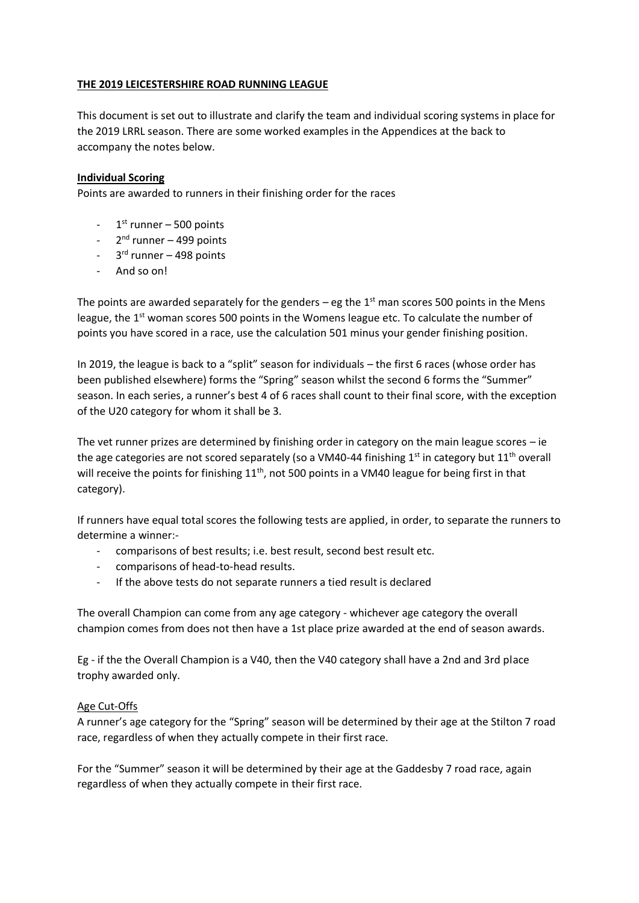**THE 2019 LEICESTERSHIRE ROAD RUNNING LEAGUE**

This document is set out to illustrate and clarify the team and individual scoring systems in place for the 2019 LRRL season. There are some worked examples in the Appendices at the back to accompany the notes below.

**Individual Scoring**

Points are awarded to runners in their finishing order for the races

- 1st runner – 500 points
- 2nd runner – 499 points
- 3rd runner – 498 points
- And so on!

The points are awarded separately for the genders – eg the 1st man scores 500 points in the Mens league, the 1st woman scores 500 points in the Womens league etc. To calculate the number of points you have scored in a race, use the calculation 501 minus your gender finishing position.

In 2019, the league is back to a "split" season for individuals – the first 6 races (whose order has been published elsewhere) forms the "Spring" season whilst the second 6 forms the "Summer" season. In each series, a runner's best 4 of 6 races shall count to their final score, with the exception of the U20 category for whom it shall be 3.

The vet runner prizes are determined by finishing order in category on the main league scores – ie the age categories are not scored separately (so a VM40-44 finishing 1st in category but 11th overall will receive the points for finishing 11th, not 500 points in a VM40 league for being first in that category).

If runners have equal total scores the following tests are applied, in order, to separate the runners to determine a winner:-

- comparisons of best results; i.e. best result, second best result etc.
- comparisons of head-to-head results.
- If the above tests do not separate runners a tied result is declared

The overall Champion can come from any age category - whichever age category the overall champion comes from does not then have a 1st place prize awarded at the end of season awards.

Eg - if the the Overall Champion is a V40, then the V40 category shall have a 2nd and 3rd place trophy awarded only.

Age Cut-Offs

A runner's age category for the "Spring" season will be determined by their age at the Stilton 7 road race, regardless of when they actually compete in their first race.

For the "Summer" season it will be determined by their age at the Gaddesby 7 road race, again regardless of when they actually compete in their first race.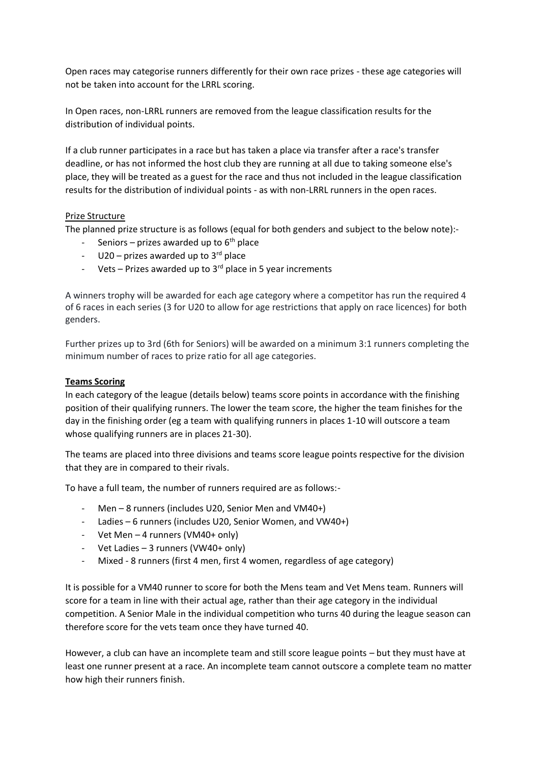Open races may categorise runners differently for their own race prizes - these age categories will not be taken into account for the LRRL scoring.

In Open races, non-LRRL runners are removed from the league classification results for the distribution of individual points.

If a club runner participates in a race but has taken a place via transfer after a race's transfer deadline, or has not informed the host club they are running at all due to taking someone else's place, they will be treated as a guest for the race and thus not included in the league classification results for the distribution of individual points - as with non-LRRL runners in the open races.

Prize Structure

The planned prize structure is as follows (equal for both genders and subject to the below note):-

- Seniors – prizes awarded up to 6th place
- U20 – prizes awarded up to 3rd place
- Vets – Prizes awarded up to 3rd place in 5 year increments

A winners trophy will be awarded for each age category where a competitor has run the required 4 of 6 races in each series (3 for U20 to allow for age restrictions that apply on race licences) for both genders.

Further prizes up to 3rd (6th for Seniors) will be awarded on a minimum 3:1 runners completing the minimum number of races to prize ratio for all age categories.

## Teams Scoring

In each category of the league (details below) teams score points in accordance with the finishing position of their qualifying runners. The lower the team score, the higher the team finishes for the day in the finishing order (eg a team with qualifying runners in places 1-10 will outscore a team whose qualifying runners are in places 21-30).

The teams are placed into three divisions and teams score league points respective for the division that they are in compared to their rivals.

To have a full team, the number of runners required are as follows:-

- Men – 8 runners (includes U20, Senior Men and VM40+)
- Ladies – 6 runners (includes U20, Senior Women, and VW40+)
- Vet Men – 4 runners (VM40+ only)
- Vet Ladies – 3 runners (VW40+ only)
- Mixed - 8 runners (first 4 men, first 4 women, regardless of age category)

It is possible for a VM40 runner to score for both the Mens team and Vet Mens team. Runners will score for a team in line with their actual age, rather than their age category in the individual competition. A Senior Male in the individual competition who turns 40 during the league season can therefore score for the vets team once they have turned 40.

However, a club can have an incomplete team and still score league points – but they must have at least one runner present at a race. An incomplete team cannot outscore a complete team no matter how high their runners finish.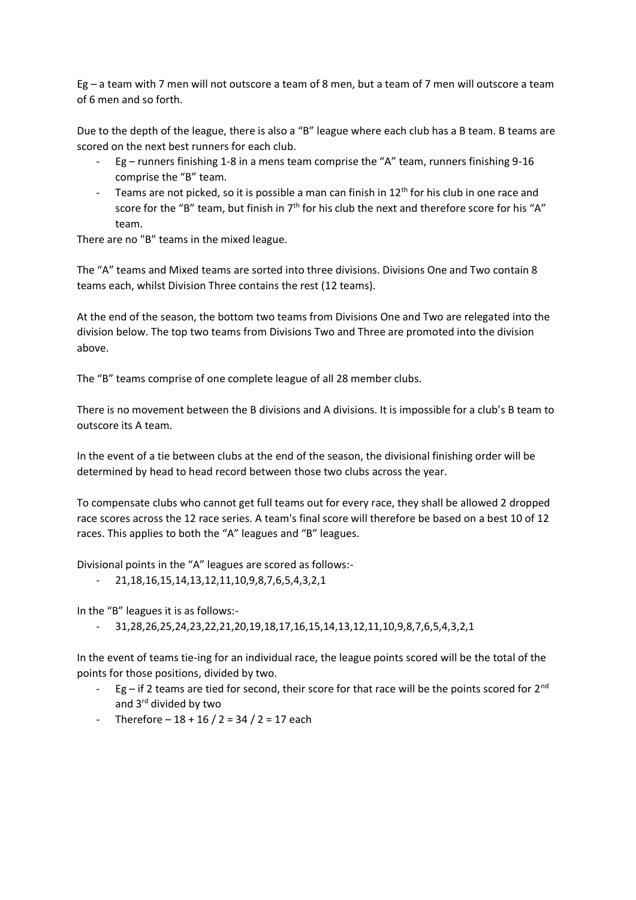Eg – a team with 7 men will not outscore a team of 8 men, but a team of 7 men will outscore a team of 6 men and so forth.

Due to the depth of the league, there is also a "B" league where each club has a B team. B teams are scored on the next best runners for each club.

- Eg – runners finishing 1-8 in a mens team comprise the "A" team, runners finishing 9-16 comprise the "B" team.
- Teams are not picked, so it is possible a man can finish in 12th for his club in one race and score for the "B" team, but finish in 7th for his club the next and therefore score for his "A" team.

There are no "B" teams in the mixed league.

The "A" teams and Mixed teams are sorted into three divisions. Divisions One and Two contain 8 teams each, whilst Division Three contains the rest (12 teams).

At the end of the season, the bottom two teams from Divisions One and Two are relegated into the division below. The top two teams from Divisions Two and Three are promoted into the division above.

The "B" teams comprise of one complete league of all 28 member clubs.

There is no movement between the B divisions and A divisions. It is impossible for a club's B team to outscore its A team.

In the event of a tie between clubs at the end of the season, the divisional finishing order will be determined by head to head record between those two clubs across the year.

To compensate clubs who cannot get full teams out for every race, they shall be allowed 2 dropped race scores across the 12 race series. A team's final score will therefore be based on a best 10 of 12 races. This applies to both the "A" leagues and "B" leagues.

Divisional points in the "A" leagues are scored as follows:-

- 21,18,16,15,14,13,12,11,10,9,8,7,6,5,4,3,2,1

In the "B" leagues it is as follows:-

- 31,28,26,25,24,23,22,21,20,19,18,17,16,15,14,13,12,11,10,9,8,7,6,5,4,3,2,1

In the event of teams tie-ing for an individual race, the league points scored will be the total of the points for those positions, divided by two.

- Eg – if 2 teams are tied for second, their score for that race will be the points scored for 2nd and 3rd divided by two
- Therefore – 18 + 16 / 2 = 34 / 2 = 17 each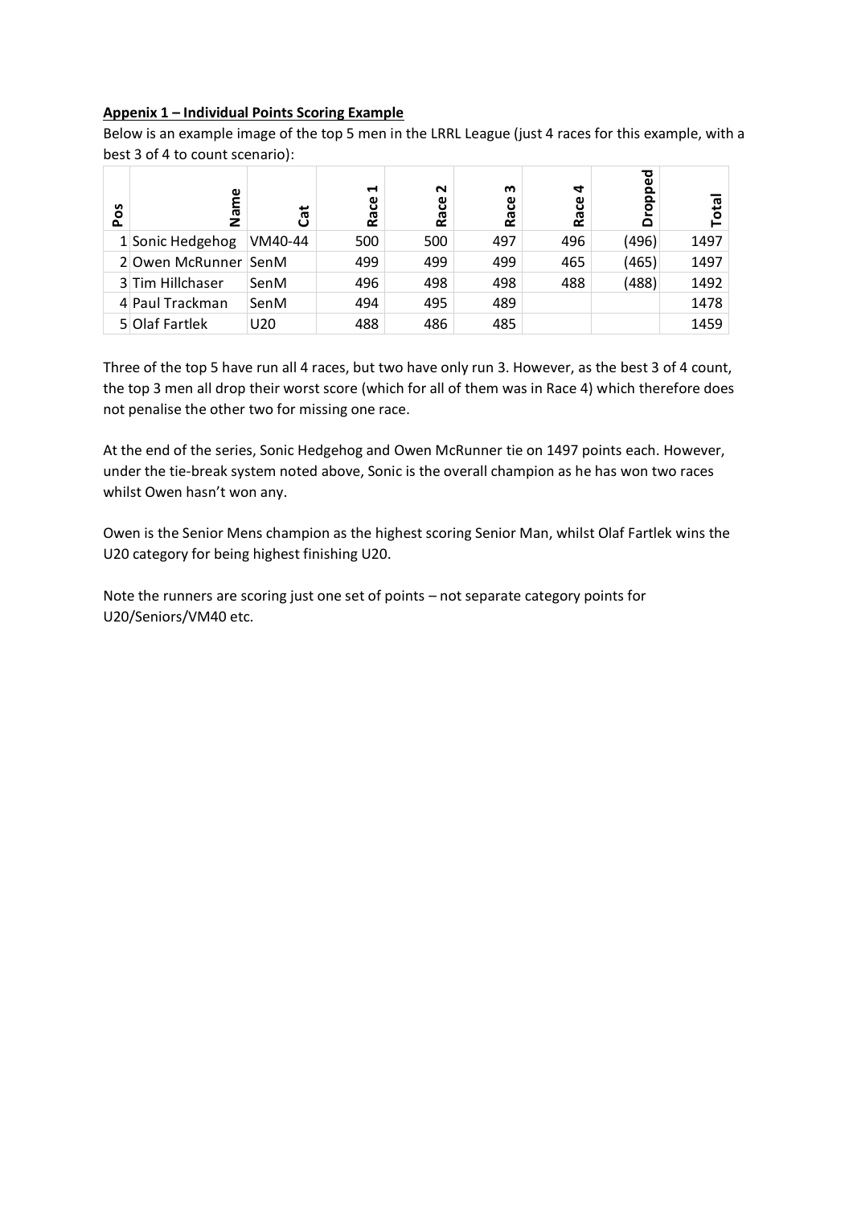**Appenix 1 – Individual Points Scoring Example**

Below is an example image of the top 5 men in the LRRL League (just 4 races for this example, with a best 3 of 4 to count scenario):

| Pos | Name | Cat | Race 1 | Race 2 | Race 3 | Race 4 | Dropped | Total |
|---|---|---|---|---|---|---|---|---|
| 1 | Sonic Hedgehog | VM40-44 | 500 | 500 | 497 | 496 | (496) | 1497 |
| 2 | Owen McRunner | SenM | 499 | 499 | 499 | 465 | (465) | 1497 |
| 3 | Tim Hillchaser | SenM | 496 | 498 | 498 | 488 | (488) | 1492 |
| 4 | Paul Trackman | SenM | 494 | 495 | 489 | | | 1478 |
| 5 | Olaf Fartlek | U20 | 488 | 486 | 485 | | | 1459 |

Three of the top 5 have run all 4 races, but two have only run 3. However, as the best 3 of 4 count, the top 3 men all drop their worst score (which for all of them was in Race 4) which therefore does not penalise the other two for missing one race.

At the end of the series, Sonic Hedgehog and Owen McRunner tie on 1497 points each. However, under the tie-break system noted above, Sonic is the overall champion as he has won two races whilst Owen hasn't won any.

Owen is the Senior Mens champion as the highest scoring Senior Man, whilst Olaf Fartlek wins the U20 category for being highest finishing U20.

Note the runners are scoring just one set of points – not separate category points for U20/Seniors/VM40 etc.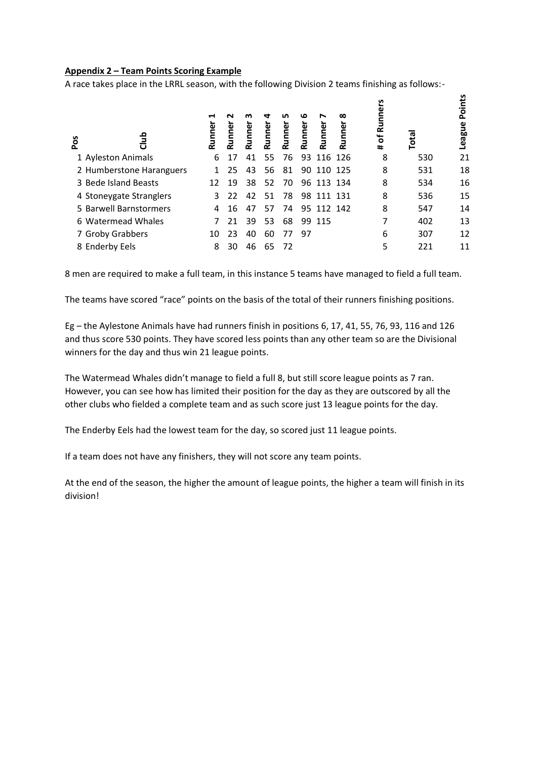**Appendix 2 – Team Points Scoring Example**

A race takes place in the LRRL season, with the following Division 2 teams finishing as follows:-

| Pos | Club | Runner 1 | Runner 2 | Runner 3 | Runner 4 | Runner 5 | Runner 6 | Runner 7 | Runner 8 | # of Runners | Total | League Points |
|---|---|---|---|---|---|---|---|---|---|---|---|---|
| 1 | Ayleston Animals | 6 | 17 | 41 | 55 | 76 | 93 | 116 | 126 | 8 | 530 | 21 |
| 2 | Humberstone Haranguers | 1 | 25 | 43 | 56 | 81 | 90 | 110 | 125 | 8 | 531 | 18 |
| 3 | Bede Island Beasts | 12 | 19 | 38 | 52 | 70 | 96 | 113 | 134 | 8 | 534 | 16 |
| 4 | Stoneygate Stranglers | 3 | 22 | 42 | 51 | 78 | 98 | 111 | 131 | 8 | 536 | 15 |
| 5 | Barwell Barnstormers | 4 | 16 | 47 | 57 | 74 | 95 | 112 | 142 | 8 | 547 | 14 |
| 6 | Watermead Whales | 7 | 21 | 39 | 53 | 68 | 99 | 115 | | 7 | 402 | 13 |
| 7 | Groby Grabbers | 10 | 23 | 40 | 60 | 77 | 97 | | | 6 | 307 | 12 |
| 8 | Enderby Eels | 8 | 30 | 46 | 65 | 72 | | | | 5 | 221 | 11 |

8 men are required to make a full team, in this instance 5 teams have managed to field a full team.

The teams have scored "race" points on the basis of the total of their runners finishing positions.

Eg – the Aylestone Animals have had runners finish in positions 6, 17, 41, 55, 76, 93, 116 and 126 and thus score 530 points. They have scored less points than any other team so are the Divisional winners for the day and thus win 21 league points.

The Watermead Whales didn't manage to field a full 8, but still score league points as 7 ran. However, you can see how has limited their position for the day as they are outscored by all the other clubs who fielded a complete team and as such score just 13 league points for the day.

The Enderby Eels had the lowest team for the day, so scored just 11 league points.

If a team does not have any finishers, they will not score any team points.

At the end of the season, the higher the amount of league points, the higher a team will finish in its division!